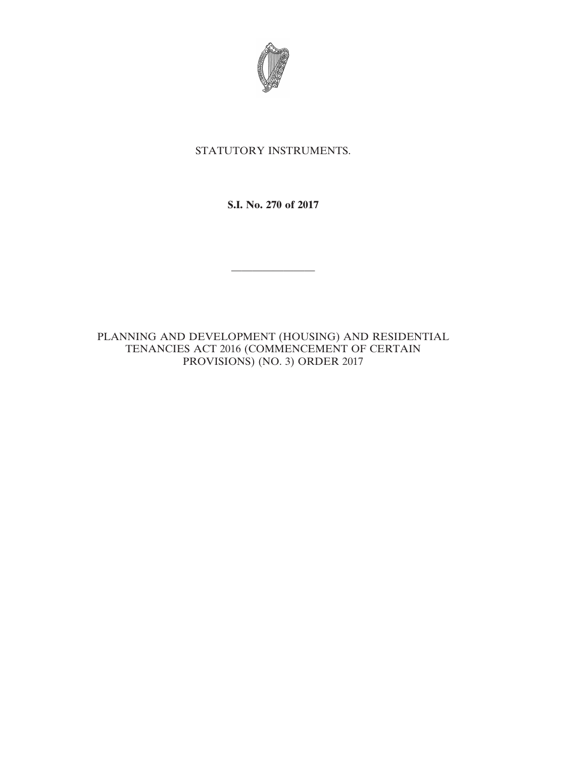STATUTORY INSTRUMENTS.

**S.I. No. 270 of 2017**

---

PLANNING AND DEVELOPMENT (HOUSING) AND RESIDENTIAL TENANCIES ACT 2016 (COMMENCEMENT OF CERTAIN PROVISIONS) (NO. 3) ORDER 2017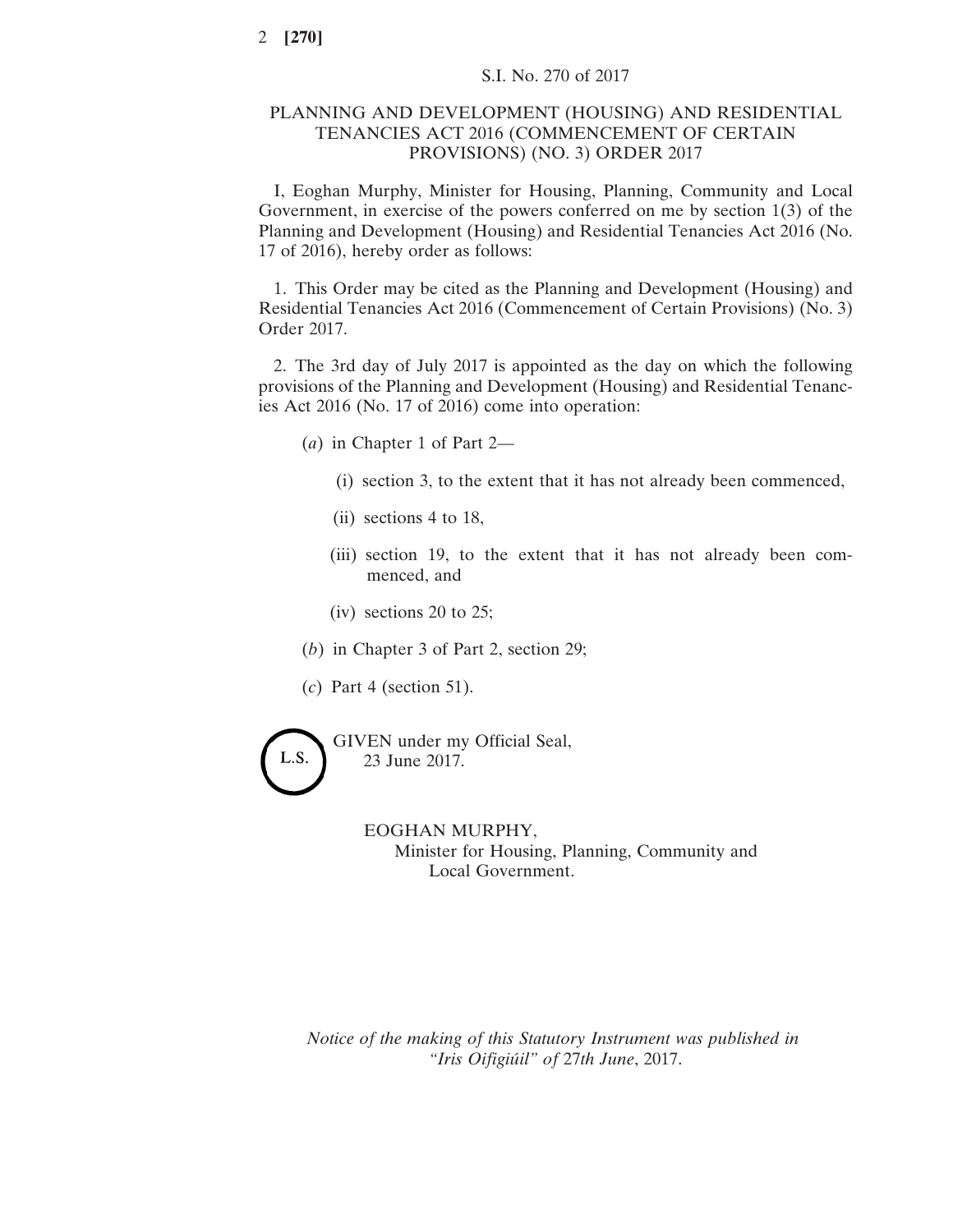S.I. No. 270 of 2017

# PLANNING AND DEVELOPMENT (HOUSING) AND RESIDENTIAL TENANCIES ACT 2016 (COMMENCEMENT OF CERTAIN PROVISIONS) (NO. 3) ORDER 2017

I, Eoghan Murphy, Minister for Housing, Planning, Community and Local Government, in exercise of the powers conferred on me by section 1(3) of the Planning and Development (Housing) and Residential Tenancies Act 2016 (No. 17 of 2016), hereby order as follows:

1. This Order may be cited as the Planning and Development (Housing) and Residential Tenancies Act 2016 (Commencement of Certain Provisions) (No. 3) Order 2017.

2. The 3rd day of July 2017 is appointed as the day on which the following provisions of the Planning and Development (Housing) and Residential Tenancies Act 2016 (No. 17 of 2016) come into operation:

(*a*) in Chapter 1 of Part 2—

(i) section 3, to the extent that it has not already been commenced,

(ii) sections 4 to 18,

(iii) section 19, to the extent that it has not already been commenced, and

(iv) sections 20 to 25;

(*b*) in Chapter 3 of Part 2, section 29;

(*c*) Part 4 (section 51).

L.S.

GIVEN under my Official Seal,
23 June 2017.

EOGHAN MURPHY,
Minister for Housing, Planning, Community and Local Government.

*Notice of the making of this Statutory Instrument was published in "Iris Oifigiúil" of 27th June, 2017.*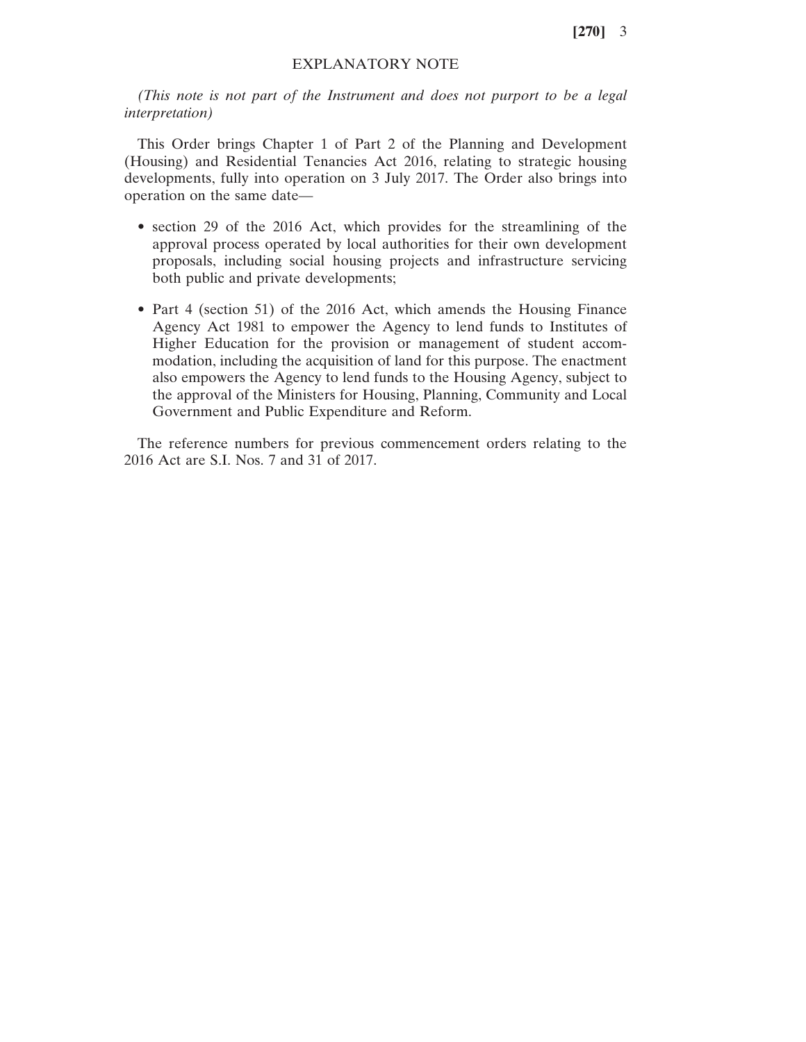## EXPLANATORY NOTE

*(This note is not part of the Instrument and does not purport to be a legal interpretation)*

This Order brings Chapter 1 of Part 2 of the Planning and Development (Housing) and Residential Tenancies Act 2016, relating to strategic housing developments, fully into operation on 3 July 2017. The Order also brings into operation on the same date—

- section 29 of the 2016 Act, which provides for the streamlining of the approval process operated by local authorities for their own development proposals, including social housing projects and infrastructure servicing both public and private developments;
- Part 4 (section 51) of the 2016 Act, which amends the Housing Finance Agency Act 1981 to empower the Agency to lend funds to Institutes of Higher Education for the provision or management of student accommodation, including the acquisition of land for this purpose. The enactment also empowers the Agency to lend funds to the Housing Agency, subject to the approval of the Ministers for Housing, Planning, Community and Local Government and Public Expenditure and Reform.

The reference numbers for previous commencement orders relating to the 2016 Act are S.I. Nos. 7 and 31 of 2017.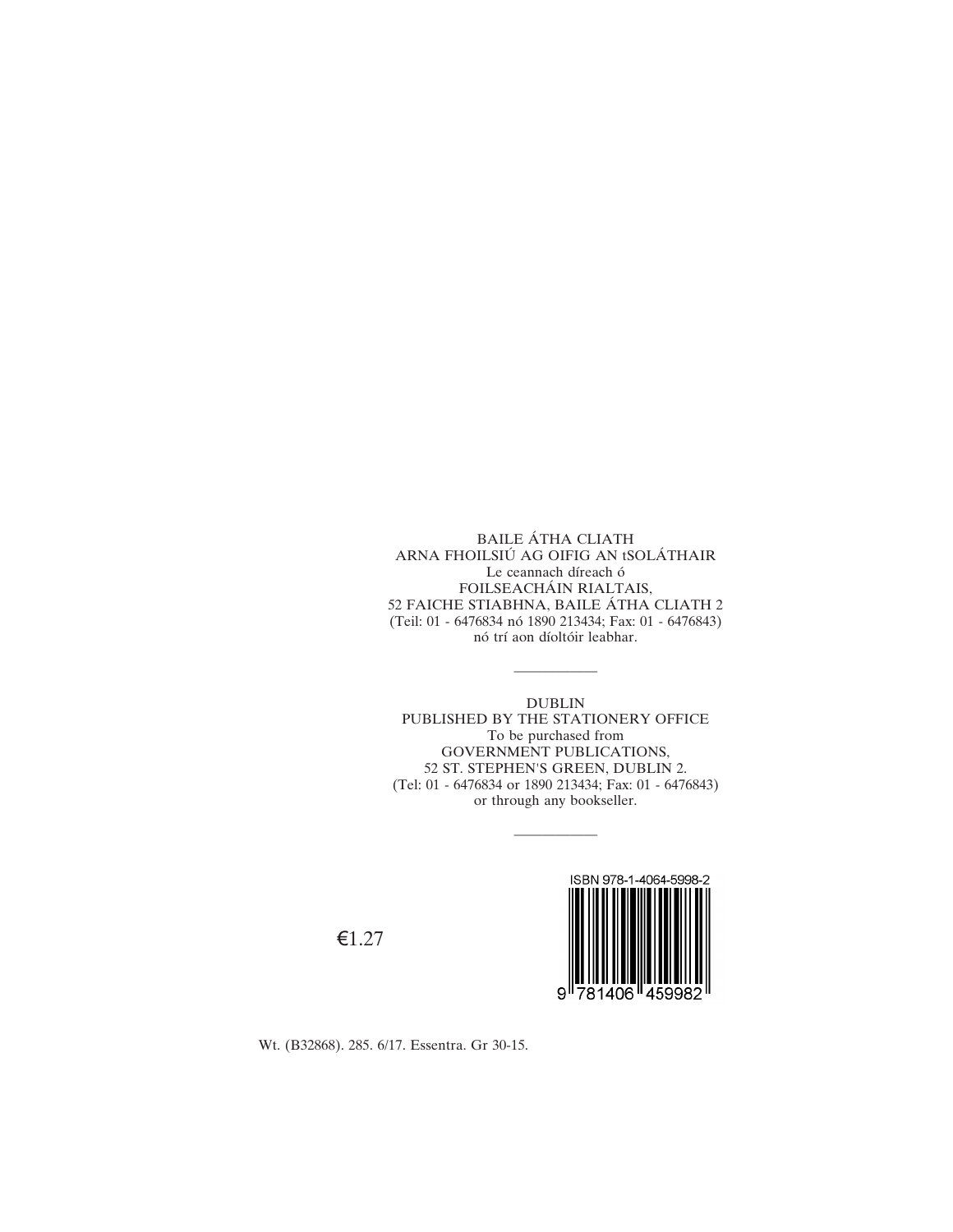BAILE ÁTHA CLIATH
ARNA FHOILSIÚ AG OIFIG AN tSOLÁTHAIR
Le ceannach díreach ó
FOILSEACHÁIN RIALTAIS,
52 FAICHE STIABHNA, BAILE ÁTHA CLIATH 2
(Teil: 01 - 6476834 nó 1890 213434; Fax: 01 - 6476843)
nó trí aon díoltóir leabhar.

---

DUBLIN
PUBLISHED BY THE STATIONERY OFFICE
To be purchased from
GOVERNMENT PUBLICATIONS,
52 ST. STEPHEN'S GREEN, DUBLIN 2.
(Tel: 01 - 6476834 or 1890 213434; Fax: 01 - 6476843)
or through any bookseller.

---

ISBN 978-1-4064-5998-2

9 781406 459982

€1.27

Wt. (B32868). 285. 6/17. Essentra. Gr 30-15.